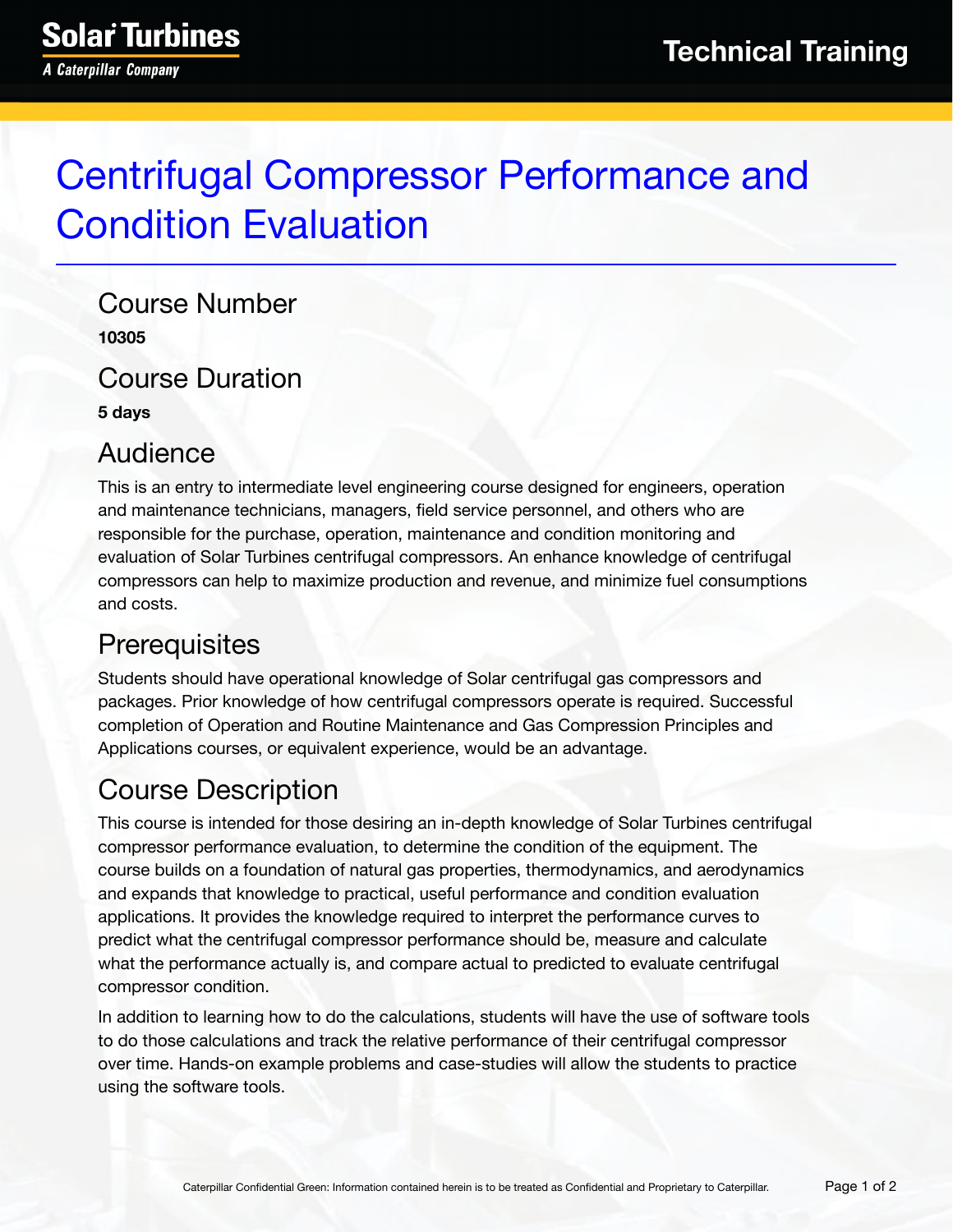# Centrifugal Compressor Performance and Condition Evaluation

## Course Number

**10305**

## Course Duration

**5 days**

## Audience

This is an entry to intermediate level engineering course designed for engineers, operation and maintenance technicians, managers, field service personnel, and others who are responsible for the purchase, operation, maintenance and condition monitoring and evaluation of Solar Turbines centrifugal compressors. An enhance knowledge of centrifugal compressors can help to maximize production and revenue, and minimize fuel consumptions and costs.

## Prerequisites

Students should have operational knowledge of Solar centrifugal gas compressors and packages. Prior knowledge of how centrifugal compressors operate is required. Successful completion of Operation and Routine Maintenance and Gas Compression Principles and Applications courses, or equivalent experience, would be an advantage.

## Course Description

This course is intended for those desiring an in-depth knowledge of Solar Turbines centrifugal compressor performance evaluation, to determine the condition of the equipment. The course builds on a foundation of natural gas properties, thermodynamics, and aerodynamics and expands that knowledge to practical, useful performance and condition evaluation applications. It provides the knowledge required to interpret the performance curves to predict what the centrifugal compressor performance should be, measure and calculate what the performance actually is, and compare actual to predicted to evaluate centrifugal compressor condition.

In addition to learning how to do the calculations, students will have the use of software tools to do those calculations and track the relative performance of their centrifugal compressor over time. Hands-on example problems and case-studies will allow the students to practice using the software tools.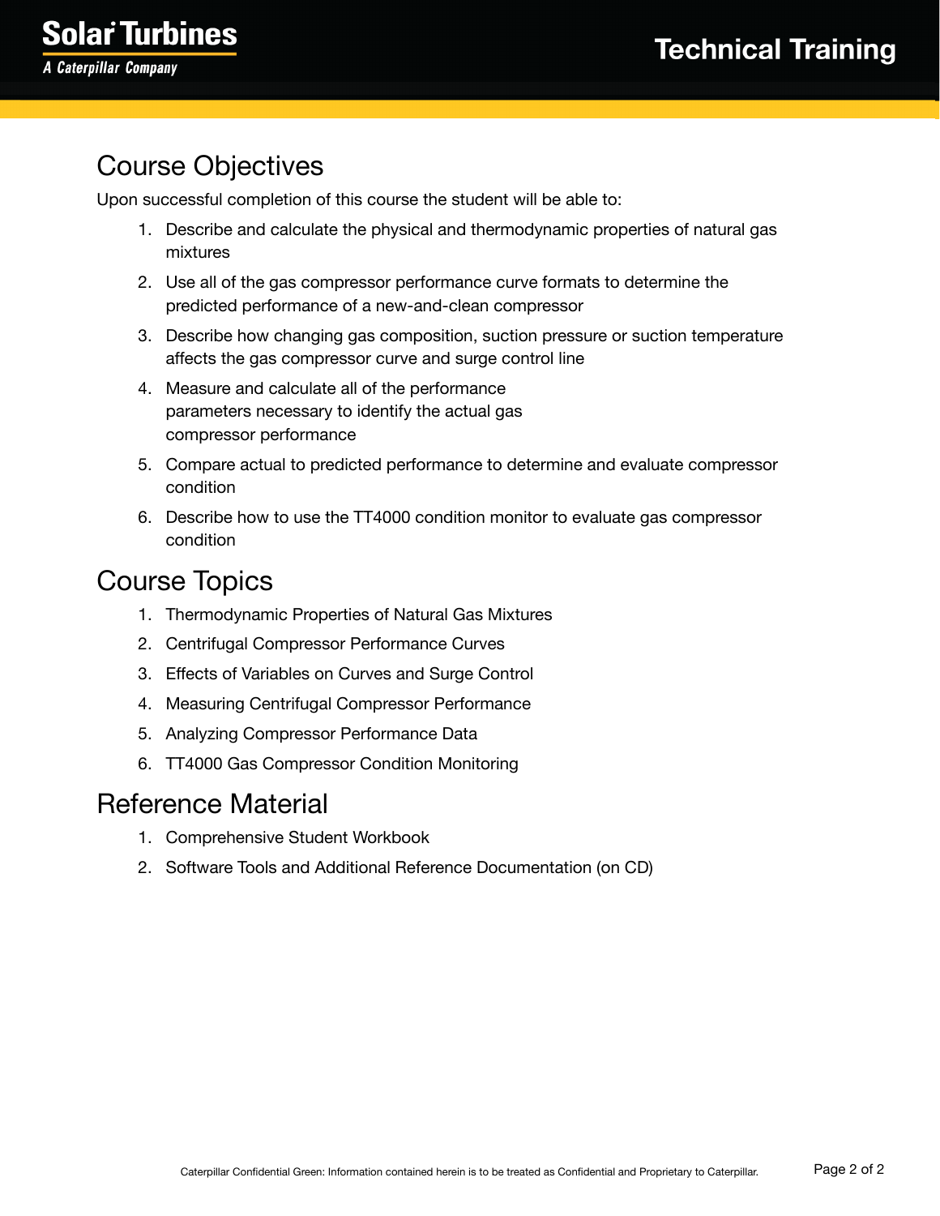## Course Objectives

Upon successful completion of this course the student will be able to:

1. Describe and calculate the physical and thermodynamic properties of natural gas mixtures
2. Use all of the gas compressor performance curve formats to determine the predicted performance of a new-and-clean compressor
3. Describe how changing gas composition, suction pressure or suction temperature affects the gas compressor curve and surge control line
4. Measure and calculate all of the performance parameters necessary to identify the actual gas compressor performance
5. Compare actual to predicted performance to determine and evaluate compressor condition
6. Describe how to use the TT4000 condition monitor to evaluate gas compressor condition

## Course Topics

1. Thermodynamic Properties of Natural Gas Mixtures
2. Centrifugal Compressor Performance Curves
3. Effects of Variables on Curves and Surge Control
4. Measuring Centrifugal Compressor Performance
5. Analyzing Compressor Performance Data
6. TT4000 Gas Compressor Condition Monitoring

## Reference Material

1. Comprehensive Student Workbook
2. Software Tools and Additional Reference Documentation (on CD)